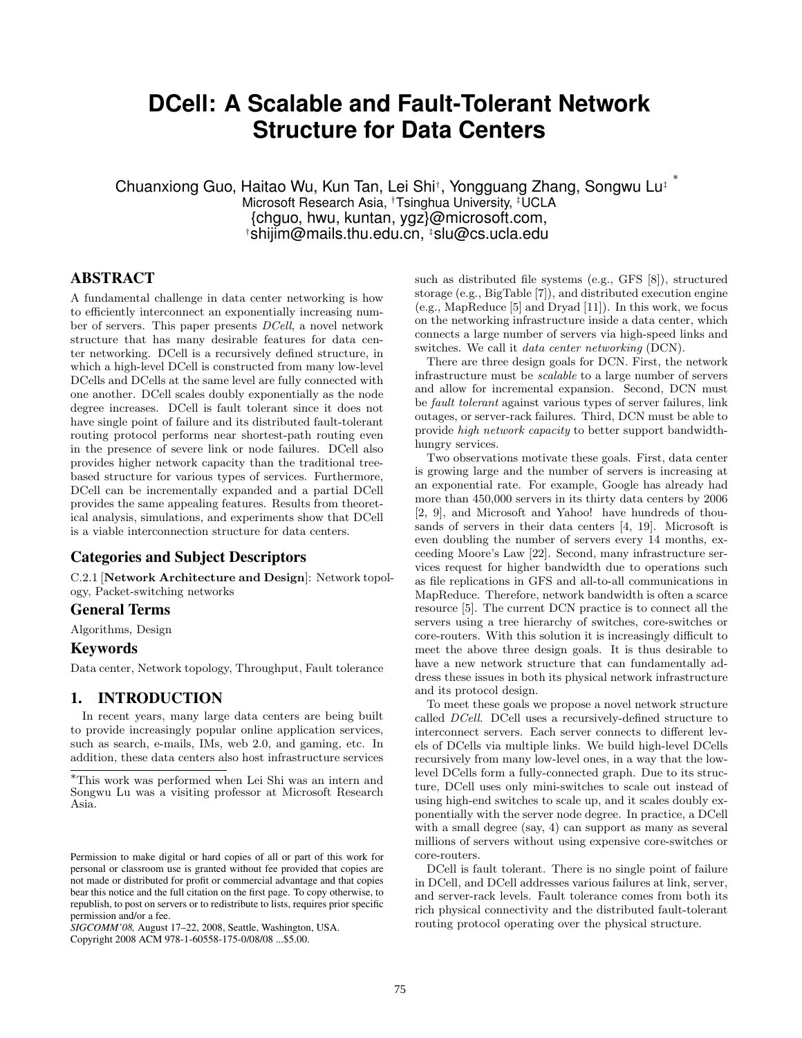# DCell: A Scalable and Fault-Tolerant Network Structure for Data Centers

Chuanxiong Guo, Haitao Wu, Kun Tan, Lei Shi[†], Yongguang Zhang, Songwu Lu[‡] [*]

Microsoft Research Asia, [†]Tsinghua University, [‡]UCLA

{chguo, hwu, kuntan, ygz}@microsoft.com,

[†]shijim@mails.thu.edu.cn, [‡]slu@cs.ucla.edu

## ABSTRACT

A fundamental challenge in data center networking is how to efficiently interconnect an exponentially increasing number of servers. This paper presents *DCell*, a novel network structure that has many desirable features for data center networking. DCell is a recursively defined structure, in which a high-level DCell is constructed from many low-level DCells and DCells at the same level are fully connected with one another. DCell scales doubly exponentially as the node degree increases. DCell is fault tolerant since it does not have single point of failure and its distributed fault-tolerant routing protocol performs near shortest-path routing even in the presence of severe link or node failures. DCell also provides higher network capacity than the traditional tree-based structure for various types of services. Furthermore, DCell can be incrementally expanded and a partial DCell provides the same appealing features. Results from theoretical analysis, simulations, and experiments show that DCell is a viable interconnection structure for data centers.

### Categories and Subject Descriptors

C.2.1 [**Network Architecture and Design**]: Network topology, Packet-switching networks

### General Terms

Algorithms, Design

### Keywords

Data center, Network topology, Throughput, Fault tolerance

## 1. INTRODUCTION

In recent years, many large data centers are being built to provide increasingly popular online application services, such as search, e-mails, IMs, web 2.0, and gaming, etc. In addition, these data centers also host infrastructure services such as distributed file systems (e.g., GFS [8]), structured storage (e.g., BigTable [7]), and distributed execution engine (e.g., MapReduce [5] and Dryad [11]). In this work, we focus on the networking infrastructure inside a data center, which connects a large number of servers via high-speed links and switches. We call it *data center networking* (DCN).

There are three design goals for DCN. First, the network infrastructure must be *scalable* to a large number of servers and allow for incremental expansion. Second, DCN must be *fault tolerant* against various types of server failures, link outages, or server-rack failures. Third, DCN must be able to provide *high network capacity* to better support bandwidth-hungry services.

Two observations motivate these goals. First, data center is growing large and the number of servers is increasing at an exponential rate. For example, Google has already had more than 450,000 servers in its thirty data centers by 2006 [2, 9], and Microsoft and Yahoo! have hundreds of thousands of servers in their data centers [4, 19]. Microsoft is even doubling the number of servers every 14 months, exceeding Moore's Law [22]. Second, many infrastructure services request for higher bandwidth due to operations such as file replications in GFS and all-to-all communications in MapReduce. Therefore, network bandwidth is often a scarce resource [5]. The current DCN practice is to connect all the servers using a tree hierarchy of switches, core-switches or core-routers. With this solution it is increasingly difficult to meet the above three design goals. It is thus desirable to have a new network structure that can fundamentally address these issues in both its physical network infrastructure and its protocol design.

To meet these goals we propose a novel network structure called *DCell*. DCell uses a recursively-defined structure to interconnect servers. Each server connects to different levels of DCells via multiple links. We build high-level DCells recursively from many low-level ones, in a way that the low-level DCells form a fully-connected graph. Due to its structure, DCell uses only mini-switches to scale out instead of using high-end switches to scale up, and it scales doubly exponentially with the server node degree. In practice, a DCell with a small degree (say, 4) can support as many as several millions of servers without using expensive core-switches or core-routers.

DCell is fault tolerant. There is no single point of failure in DCell, and DCell addresses various failures at link, server, and server-rack levels. Fault tolerance comes from both its rich physical connectivity and the distributed fault-tolerant routing protocol operating over the physical structure.

[*]This work was performed when Lei Shi was an intern and Songwu Lu was a visiting professor at Microsoft Research Asia.

Permission to make digital or hard copies of all or part of this work for personal or classroom use is granted without fee provided that copies are not made or distributed for profit or commercial advantage and that copies bear this notice and the full citation on the first page. To copy otherwise, to republish, to post on servers or to redistribute to lists, requires prior specific permission and/or a fee.
*SIGCOMM'08,* August 17–22, 2008, Seattle, Washington, USA.
Copyright 2008 ACM 978-1-60558-175-0/08/08 ...$5.00.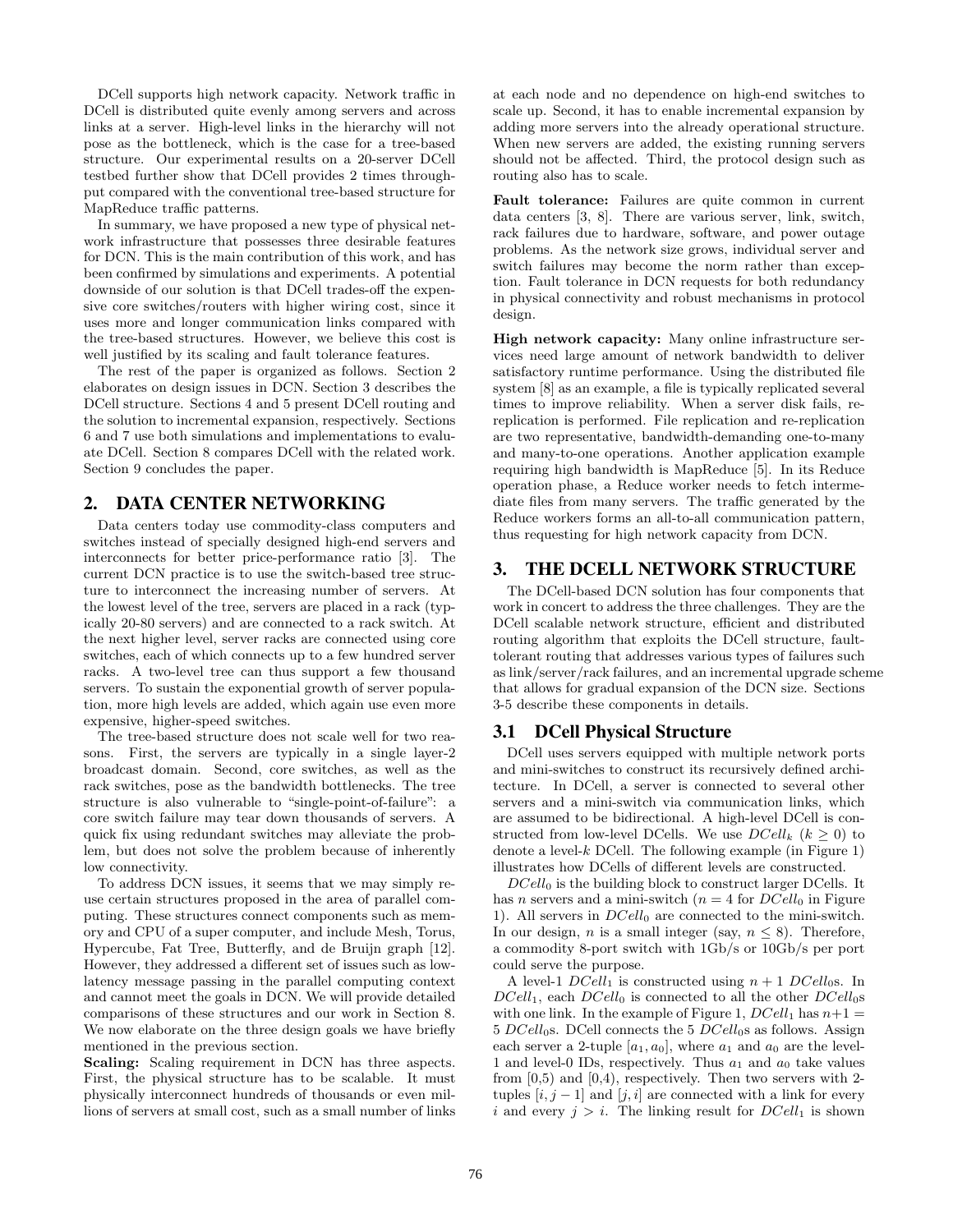DCell supports high network capacity. Network traffic in DCell is distributed quite evenly among servers and across links at a server. High-level links in the hierarchy will not pose as the bottleneck, which is the case for a tree-based structure. Our experimental results on a 20-server DCell testbed further show that DCell provides 2 times throughput compared with the conventional tree-based structure for MapReduce traffic patterns.

In summary, we have proposed a new type of physical network infrastructure that possesses three desirable features for DCN. This is the main contribution of this work, and has been confirmed by simulations and experiments. A potential downside of our solution is that DCell trades-off the expensive core switches/routers with higher wiring cost, since it uses more and longer communication links compared with the tree-based structures. However, we believe this cost is well justified by its scaling and fault tolerance features.

The rest of the paper is organized as follows. Section 2 elaborates on design issues in DCN. Section 3 describes the DCell structure. Sections 4 and 5 present DCell routing and the solution to incremental expansion, respectively. Sections 6 and 7 use both simulations and implementations to evaluate DCell. Section 8 compares DCell with the related work. Section 9 concludes the paper.

## 2. DATA CENTER NETWORKING

Data centers today use commodity-class computers and switches instead of specially designed high-end servers and interconnects for better price-performance ratio [3]. The current DCN practice is to use the switch-based tree structure to interconnect the increasing number of servers. At the lowest level of the tree, servers are placed in a rack (typically 20-80 servers) and are connected to a rack switch. At the next higher level, server racks are connected using core switches, each of which connects up to a few hundred server racks. A two-level tree can thus support a few thousand servers. To sustain the exponential growth of server population, more high levels are added, which again use even more expensive, higher-speed switches.

The tree-based structure does not scale well for two reasons. First, the servers are typically in a single layer-2 broadcast domain. Second, core switches, as well as the rack switches, pose as the bandwidth bottlenecks. The tree structure is also vulnerable to "single-point-of-failure": a core switch failure may tear down thousands of servers. A quick fix using redundant switches may alleviate the problem, but does not solve the problem because of inherently low connectivity.

To address DCN issues, it seems that we may simply reuse certain structures proposed in the area of parallel computing. These structures connect components such as memory and CPU of a super computer, and include Mesh, Torus, Hypercube, Fat Tree, Butterfly, and de Bruijn graph [12]. However, they addressed a different set of issues such as low-latency message passing in the parallel computing context and cannot meet the goals in DCN. We will provide detailed comparisons of these structures and our work in Section 8. We now elaborate on the three design goals we have briefly mentioned in the previous section.

**Scaling:** Scaling requirement in DCN has three aspects. First, the physical structure has to be scalable. It must physically interconnect hundreds of thousands or even millions of servers at small cost, such as a small number of links at each node and no dependence on high-end switches to scale up. Second, it has to enable incremental expansion by adding more servers into the already operational structure. When new servers are added, the existing running servers should not be affected. Third, the protocol design such as routing also has to scale.

**Fault tolerance:** Failures are quite common in current data centers [3, 8]. There are various server, link, switch, rack failures due to hardware, software, and power outage problems. As the network size grows, individual server and switch failures may become the norm rather than exception. Fault tolerance in DCN requests for both redundancy in physical connectivity and robust mechanisms in protocol design.

**High network capacity:** Many online infrastructure services need large amount of network bandwidth to deliver satisfactory runtime performance. Using the distributed file system [8] as an example, a file is typically replicated several times to improve reliability. When a server disk fails, re-replication is performed. File replication and re-replication are two representative, bandwidth-demanding one-to-many and many-to-one operations. Another application example requiring high bandwidth is MapReduce [5]. In its Reduce operation phase, a Reduce worker needs to fetch intermediate files from many servers. The traffic generated by the Reduce workers forms an all-to-all communication pattern, thus requesting for high network capacity from DCN.

## 3. THE DCELL NETWORK STRUCTURE

The DCell-based DCN solution has four components that work in concert to address the three challenges. They are the DCell scalable network structure, efficient and distributed routing algorithm that exploits the DCell structure, fault-tolerant routing that addresses various types of failures such as link/server/rack failures, and an incremental upgrade scheme that allows for gradual expansion of the DCN size. Sections 3-5 describe these components in details.

### 3.1 DCell Physical Structure

DCell uses servers equipped with multiple network ports and mini-switches to construct its recursively defined architecture. In DCell, a server is connected to several other servers and a mini-switch via communication links, which are assumed to be bidirectional. A high-level DCell is constructed from low-level DCells. We use $DCell_k$ ($k \geq 0$) to denote a level-$k$ DCell. The following example (in Figure 1) illustrates how DCells of different levels are constructed.

$DCell_0$ is the building block to construct larger DCells. It has $n$ servers and a mini-switch ($n = 4$ for $DCell_0$ in Figure 1). All servers in $DCell_0$ are connected to the mini-switch. In our design, $n$ is a small integer (say, $n \leq 8$). Therefore, a commodity 8-port switch with 1Gb/s or 10Gb/s per port could serve the purpose.

A level-1 $DCell_1$ is constructed using $n+1$ $DCell_0$s. In $DCell_1$, each $DCell_0$ is connected to all the other $DCell_0$s with one link. In the example of Figure 1, $DCell_1$ has $n+1 = 5$ $DCell_0$s. DCell connects the 5 $DCell_0$s as follows. Assign each server a 2-tuple $[a_1, a_0]$, where $a_1$ and $a_0$ are the level-1 and level-0 IDs, respectively. Thus $a_1$ and $a_0$ take values from [0,5) and [0,4), respectively. Then two servers with 2-tuples $[i, j-1]$ and $[j, i]$ are connected with a link for every $i$ and every $j > i$. The linking result for $DCell_1$ is shown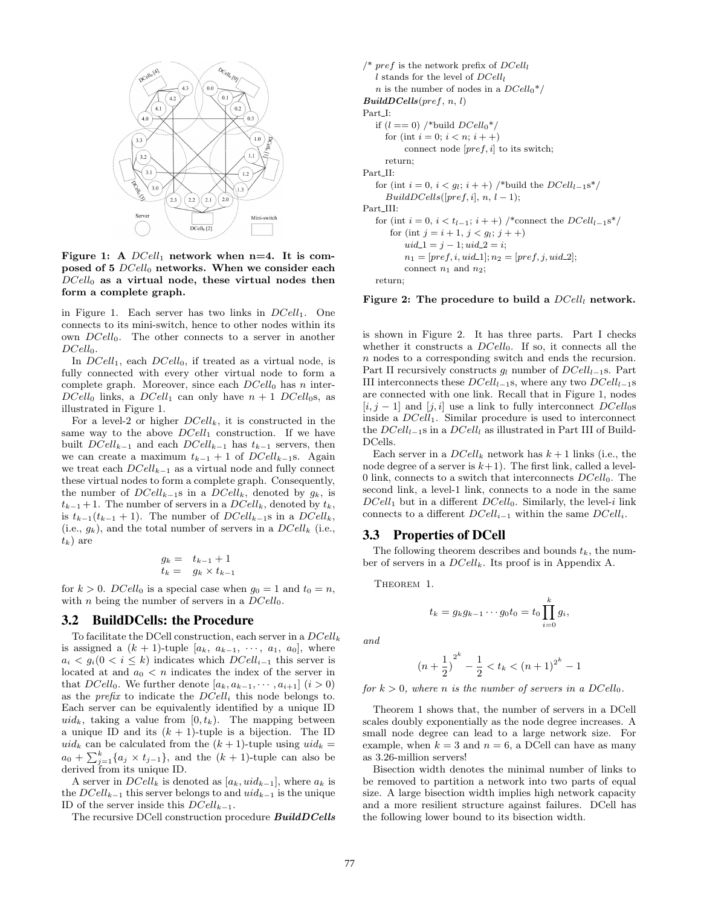Figure 1: A $DCell_1$ network when n=4. It is composed of 5 $DCell_0$ networks. When we consider each $DCell_0$ as a virtual node, these virtual nodes then form a complete graph.

in Figure 1. Each server has two links in $DCell_1$. One connects to its mini-switch, hence to other nodes within its own $DCell_0$. The other connects to a server in another $DCell_0$.

In $DCell_1$, each $DCell_0$, if treated as a virtual node, is fully connected with every other virtual node to form a complete graph. Moreover, since each $DCell_0$ has $n$ inter-$DCell_0$ links, a $DCell_1$ can only have $n+1$ $DCell_0$s, as illustrated in Figure 1.

For a level-2 or higher $DCell_k$, it is constructed in the same way to the above $DCell_1$ construction. If we have built $DCell_{k-1}$ and each $DCell_{k-1}$ has $t_{k-1}$ servers, then we can create a maximum $t_{k-1}+1$ of $DCell_{k-1}$s. Again we treat each $DCell_{k-1}$ as a virtual node and fully connect these virtual nodes to form a complete graph. Consequently, the number of $DCell_{k-1}$s in a $DCell_k$, denoted by $g_k$, is $t_{k-1}+1$. The number of servers in a $DCell_k$, denoted by $t_k$, is $t_{k-1}(t_{k-1}+1)$. The number of $DCell_{k-1}$s in a $DCell_k$, (i.e., $g_k$), and the total number of servers in a $DCell_k$ (i.e., $t_k$) are

$$
\begin{aligned}
g_k &= t_{k-1}+1 \\
t_k &= g_k \times t_{k-1}
\end{aligned}
$$

for $k>0$. $DCell_0$ is a special case when $g_0=1$ and $t_0=n$, with $n$ being the number of servers in a $DCell_0$.

## 3.2 BuildDCells: the Procedure

To facilitate the DCell construction, each server in a $DCell_k$ is assigned a $(k+1)$-tuple $[a_k, a_{k-1}, \cdots, a_1, a_0]$, where $a_i < g_i (0 < i \le k)$ indicates which $DCell_{i-1}$ this server is located at and $a_0 < n$ indicates the index of the server in that $DCell_0$. We further denote $[a_k, a_{k-1}, \cdots, a_{i+1}]$ $(i>0)$ as the *prefix* to indicate the $DCell_i$ this node belongs to. Each server can be equivalently identified by a unique ID $uid_k$, taking a value from $[0, t_k)$. The mapping between a unique ID and its $(k+1)$-tuple is a bijection. The ID $uid_k$ can be calculated from the $(k+1)$-tuple using $uid_k = a_0 + \sum_{j=1}^{k}\{a_j \times t_{j-1}\}$, and the $(k+1)$-tuple can also be derived from its unique ID.

A server in $DCell_k$ is denoted as $[a_k, uid_{k-1}]$, where $a_k$ is the $DCell_{k-1}$ this server belongs to and $uid_{k-1}$ is the unique ID of the server inside this $DCell_{k-1}$.

The recursive DCell construction procedure ***BuildDCells*** is shown in Figure 2. It has three parts. Part I checks whether it constructs a $DCell_0$. If so, it connects all the $n$ nodes to a corresponding switch and ends the recursion. Part II recursively constructs $g_l$ number of $DCell_{l-1}$s. Part III interconnects these $DCell_{l-1}$s, where any two $DCell_{l-1}$s are connected with one link. Recall that in Figure 1, nodes $[i, j-1]$ and $[j, i]$ use a link to fully interconnect $DCell_0$s inside a $DCell_1$. Similar procedure is used to interconnect the $DCell_{l-1}$s in a $DCell_l$ as illustrated in Part III of BuildDCells.

```
/* pref is the network prefix of DCell_l
   l stands for the level of DCell_l
   n is the number of nodes in a DCell_0*/
BuildDCells(pref, n, l)
Part_I:
   if (l == 0) /*build DCell_0*/
      for (int i = 0; i < n; i++)
            connect node [pref, i] to its switch;
      return;
Part_II:
   for (int i = 0, i < g_l; i++) /*build the DCell_{l-1}s*/
      BuildDCells([pref, i], n, l - 1);
Part_III:
   for (int i = 0, i < t_{l-1}; i++) /*connect the DCell_{l-1}s*/
      for (int j = i + 1, j < g_l; j++)
            uid_1 = j - 1; uid_2 = i;
            n_1 = [pref, i, uid_1]; n_2 = [pref, j, uid_2];
            connect n_1 and n_2;
   return;
```

**Figure 2: The procedure to build a $DCell_l$ network.**

Each server in a $DCell_k$ network has $k+1$ links (i.e., the node degree of a server is $k+1$). The first link, called a level-0 link, connects to a switch that interconnects $DCell_0$. The second link, a level-1 link, connects to a node in the same $DCell_1$ but in a different $DCell_0$. Similarly, the level-$i$ link connects to a different $DCell_{i-1}$ within the same $DCell_i$.

## 3.3 Properties of DCell

The following theorem describes and bounds $t_k$, the number of servers in a $DCell_k$. Its proof is in Appendix A.

THEOREM 1.

$$
t_k = g_k g_{k-1} \cdots g_0 t_0 = t_0 \prod_{i=0}^{k} g_i,
$$

*and*

$$
(n+\frac{1}{2})^{2^k} - \frac{1}{2} < t_k < (n+1)^{2^k} - 1
$$

*for $k > 0$, where $n$ is the number of servers in a $DCell_0$.*

Theorem 1 shows that, the number of servers in a DCell scales doubly exponentially as the node degree increases. A small node degree can lead to a large network size. For example, when $k=3$ and $n=6$, a DCell can have as many as 3.26-million servers!

Bisection width denotes the minimal number of links to be removed to partition a network into two parts of equal size. A large bisection width implies high network capacity and a more resilient structure against failures. DCell has the following lower bound to its bisection width.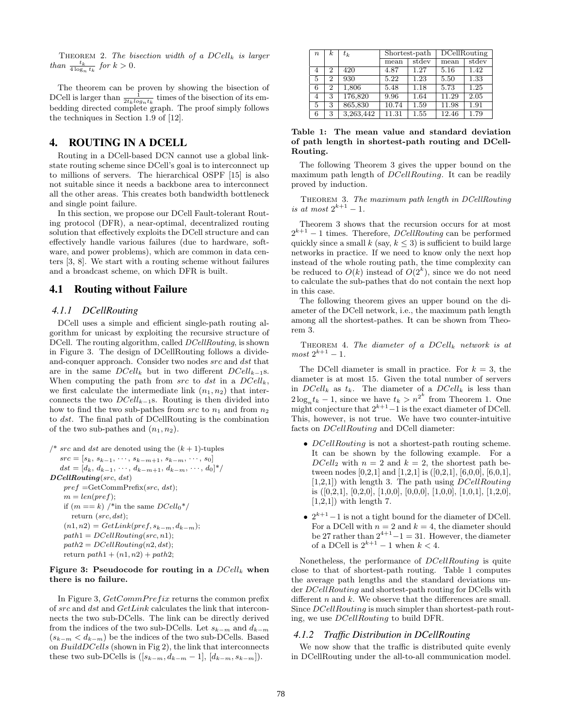THEOREM 2. *The bisection width of a $DCell_k$ is larger than $\frac{t_k}{4 \log_n t_k}$ for $k > 0$.*

The theorem can be proven by showing the bisection of DCell is larger than $\frac{1}{2t_k log_n t_k}$ times of the bisection of its embedding directed complete graph. The proof simply follows the techniques in Section 1.9 of [12].

## 4. ROUTING IN A DCELL

Routing in a DCell-based DCN cannot use a global link-state routing scheme since DCell's goal is to interconnect up to millions of servers. The hierarchical OSPF [15] is also not suitable since it needs a backbone area to interconnect all the other areas. This creates both bandwidth bottleneck and single point failure.

In this section, we propose our DCell Fault-tolerant Routing protocol (DFR), a near-optimal, decentralized routing solution that effectively exploits the DCell structure and can effectively handle various failures (due to hardware, software, and power problems), which are common in data centers [3, 8]. We start with a routing scheme without failures and a broadcast scheme, on which DFR is built.

### 4.1 Routing without Failure

#### 4.1.1 DCellRouting

DCell uses a simple and efficient single-path routing algorithm for unicast by exploiting the recursive structure of DCell. The routing algorithm, called *DCellRouting*, is shown in Figure 3. The design of DCellRouting follows a divide-and-conquer approach. Consider two nodes *src* and *dst* that are in the same $DCell_k$ but in two different $DCell_{k-1}$s. When computing the path from *src* to *dst* in a $DCell_k$, we first calculate the intermediate link $(n_1, n_2)$ that interconnects the two $DCell_{k-1}$s. Routing is then divided into how to find the two sub-pathes from *src* to $n_1$ and from $n_2$ to *dst*. The final path of DCellRouting is the combination of the two sub-pathes and $(n_1, n_2)$.

```
/* src and dst are denoted using the (k+1)-tuples
   src = [s_k, s_{k-1}, ..., s_{k-m+1}, s_{k-m}, ..., s_0]
   dst = [d_k, d_{k-1}, ..., d_{k-m+1}, d_{k-m}, ..., d_0]*/
DCellRouting(src, dst)
   pref =GetCommPrefix(src, dst);
   m = len(pref);
   if (m == k) /*in the same DCell_0*/
      return (src, dst);
   (n1, n2) = GetLink(pref, s_{k-m}, d_{k-m});
   path1 = DCellRouting(src, n1);
   path2 = DCellRouting(n2, dst);
   return path1 + (n1, n2) + path2;
```

**Figure 3: Pseudocode for routing in a $DCell_k$ when there is no failure.**

In Figure 3, *GetCommPrefix* returns the common prefix of *src* and *dst* and *GetLink* calculates the link that interconnects the two sub-DCells. The link can be directly derived from the indices of the two sub-DCells. Let $s_{k-m}$ and $d_{k-m}$ ($s_{k-m} < d_{k-m}$) be the indices of the two sub-DCells. Based on *BuildDCells* (shown in Fig 2), the link that interconnects these two sub-DCells is $([s_{k-m}, d_{k-m} - 1], [d_{k-m}, s_{k-m}])$.

| $n$ | $k$ | $t_k$ | Shortest-path | | DCellRouting | |
|---|---|---|---|---|---|---|
| | | | mean | stdev | mean | stdev |
| 4 | 2 | 420 | 4.87 | 1.27 | 5.16 | 1.42 |
| 5 | 2 | 930 | 5.22 | 1.23 | 5.50 | 1.33 |
| 6 | 2 | 1,806 | 5.48 | 1.18 | 5.73 | 1.25 |
| 4 | 3 | 176,820 | 9.96 | 1.64 | 11.29 | 2.05 |
| 5 | 3 | 865,830 | 10.74 | 1.59 | 11.98 | 1.91 |
| 6 | 3 | 3,263,442 | 11.31 | 1.55 | 12.46 | 1.79 |

**Table 1: The mean value and standard deviation of path length in shortest-path routing and DCell-Routing.**

The following Theorem 3 gives the upper bound on the maximum path length of *DCellRouting*. It can be readily proved by induction.

THEOREM 3. *The maximum path length in DCellRouting is at most $2^{k+1} - 1$.*

Theorem 3 shows that the recursion occurs for at most $2^{k+1} - 1$ times. Therefore, *DCellRouting* can be performed quickly since a small $k$ (say, $k \leq 3$) is sufficient to build large networks in practice. If we need to know only the next hop instead of the whole routing path, the time complexity can be reduced to $O(k)$ instead of $O(2^k)$, since we do not need to calculate the sub-pathes that do not contain the next hop in this case.

The following theorem gives an upper bound on the diameter of the DCell network, i.e., the maximum path length among all the shortest-pathes. It can be shown from Theorem 3.

THEOREM 4. *The diameter of a $DCell_k$ network is at most $2^{k+1} - 1$.*

The DCell diameter is small in practice. For $k = 3$, the diameter is at most 15. Given the total number of servers in $DCell_k$ as $t_k$. The diameter of a $DCell_k$ is less than $2 \log_n t_k - 1$, since we have $t_k > n^{2^k}$ from Theorem 1. One might conjecture that $2^{k+1} - 1$ is the exact diameter of DCell. This, however, is not true. We have two counter-intuitive facts on *DCellRouting* and DCell diameter:

- *DCellRouting* is not a shortest-path routing scheme. It can be shown by the following example. For a $DCell_2$ with $n = 2$ and $k = 2$, the shortest path between nodes [0,2,1] and [1,2,1] is ([0,2,1], [6,0,0], [6,0,1], [1,2,1]) with length 3. The path using *DCellRouting* is ([0,2,1], [0,2,0], [1,0,0], [0,0,0], [1,0,0], [1,0,1], [1,2,0], [1,2,1]) with length 7.
- $2^{k+1} - 1$ is not a tight bound for the diameter of DCell. For a DCell with $n = 2$ and $k = 4$, the diameter should be 27 rather than $2^{4+1} - 1 = 31$. However, the diameter of a DCell is $2^{k+1} - 1$ when $k < 4$.

Nonetheless, the performance of *DCellRouting* is quite close to that of shortest-path routing. Table 1 computes the average path lengths and the standard deviations under *DCellRouting* and shortest-path routing for DCells with different $n$ and $k$. We observe that the differences are small. Since *DCellRouting* is much simpler than shortest-path routing, we use *DCellRouting* to build DFR.

#### 4.1.2 Traffic Distribution in DCellRouting

We now show that the traffic is distributed quite evenly in DCellRouting under the all-to-all communication model.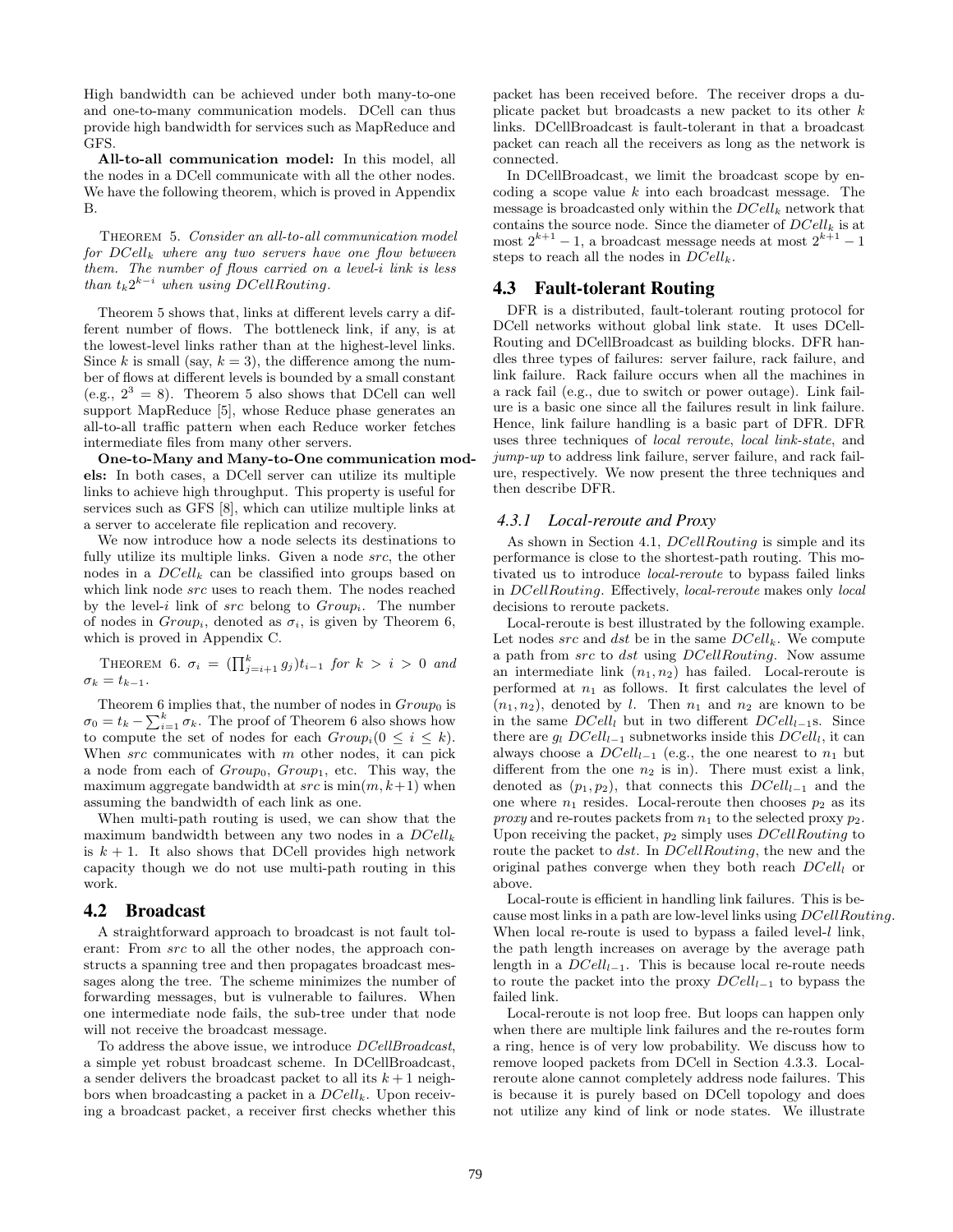High bandwidth can be achieved under both many-to-one and one-to-many communication models. DCell can thus provide high bandwidth for services such as MapReduce and GFS.

**All-to-all communication model:** In this model, all the nodes in a DCell communicate with all the other nodes. We have the following theorem, which is proved in Appendix B.

THEOREM 5. *Consider an all-to-all communication model for $DCell_k$ where any two servers have one flow between them. The number of flows carried on a level-i link is less than $t_k 2^{k-i}$ when using DCellRouting.*

Theorem 5 shows that, links at different levels carry a different number of flows. The bottleneck link, if any, is at the lowest-level links rather than at the highest-level links. Since $k$ is small (say, $k = 3$), the difference among the number of flows at different levels is bounded by a small constant (e.g., $2^3 = 8$). Theorem 5 also shows that DCell can well support MapReduce [5], whose Reduce phase generates an all-to-all traffic pattern when each Reduce worker fetches intermediate files from many other servers.

**One-to-Many and Many-to-One communication models:** In both cases, a DCell server can utilize its multiple links to achieve high throughput. This property is useful for services such as GFS [8], which can utilize multiple links at a server to accelerate file replication and recovery.

We now introduce how a node selects its destinations to fully utilize its multiple links. Given a node *src*, the other nodes in a $DCell_k$ can be classified into groups based on which link node *src* uses to reach them. The nodes reached by the level-$i$ link of *src* belong to $Group_i$. The number of nodes in $Group_i$, denoted as $\sigma_i$, is given by Theorem 6, which is proved in Appendix C.

THEOREM 6. $\sigma_i = (\prod_{j=i+1}^{k} g_j) t_{i-1}$ *for* $k > i > 0$ *and* $\sigma_k = t_{k-1}$.

Theorem 6 implies that, the number of nodes in $Group_0$ is $\sigma_0 = t_k - \sum_{i=1}^{k} \sigma_k$. The proof of Theorem 6 also shows how to compute the set of nodes for each $Group_i (0 \le i \le k)$. When *src* communicates with $m$ other nodes, it can pick a node from each of $Group_0$, $Group_1$, etc. This way, the maximum aggregate bandwidth at *src* is $\min(m, k+1)$ when assuming the bandwidth of each link as one.

When multi-path routing is used, we can show that the maximum bandwidth between any two nodes in a $DCell_k$ is $k + 1$. It also shows that DCell provides high network capacity though we do not use multi-path routing in this work.

## 4.2 Broadcast

A straightforward approach to broadcast is not fault tolerant: From *src* to all the other nodes, the approach constructs a spanning tree and then propagates broadcast messages along the tree. The scheme minimizes the number of forwarding messages, but is vulnerable to failures. When one intermediate node fails, the sub-tree under that node will not receive the broadcast message.

To address the above issue, we introduce *DCellBroadcast*, a simple yet robust broadcast scheme. In DCellBroadcast, a sender delivers the broadcast packet to all its $k+1$ neighbors when broadcasting a packet in a $DCell_k$. Upon receiving a broadcast packet, a receiver first checks whether this packet has been received before. The receiver drops a duplicate packet but broadcasts a new packet to its other $k$ links. DCellBroadcast is fault-tolerant in that a broadcast packet can reach all the receivers as long as the network is connected.

In DCellBroadcast, we limit the broadcast scope by encoding a scope value $k$ into each broadcast message. The message is broadcasted only within the $DCell_k$ network that contains the source node. Since the diameter of $DCell_k$ is at most $2^{k+1} - 1$, a broadcast message needs at most $2^{k+1} - 1$ steps to reach all the nodes in $DCell_k$.

## 4.3 Fault-tolerant Routing

DFR is a distributed, fault-tolerant routing protocol for DCell networks without global link state. It uses DCellRouting and DCellBroadcast as building blocks. DFR handles three types of failures: server failure, rack failure, and link failure. Rack failure occurs when all the machines in a rack fail (e.g., due to switch or power outage). Link failure is a basic one since all the failures result in link failure. Hence, link failure handling is a basic part of DFR. DFR uses three techniques of *local reroute*, *local link-state*, and *jump-up* to address link failure, server failure, and rack failure, respectively. We now present the three techniques and then describe DFR.

### 4.3.1 Local-reroute and Proxy

As shown in Section 4.1, *DCellRouting* is simple and its performance is close to the shortest-path routing. This motivated us to introduce *local-reroute* to bypass failed links in *DCellRouting*. Effectively, *local-reroute* makes only *local* decisions to reroute packets.

Local-reroute is best illustrated by the following example. Let nodes *src* and *dst* be in the same $DCell_k$. We compute a path from *src* to *dst* using *DCellRouting*. Now assume an intermediate link $(n_1, n_2)$ has failed. Local-reroute is performed at $n_1$ as follows. It first calculates the level of $(n_1, n_2)$, denoted by $l$. Then $n_1$ and $n_2$ are known to be in the same $DCell_l$ but in two different $DCell_{l-1}$s. Since there are $g_l$ $DCell_{l-1}$ subnetworks inside this $DCell_l$, it can always choose a $DCell_{l-1}$ (e.g., the one nearest to $n_1$ but different from the one $n_2$ is in). There must exist a link, denoted as $(p_1, p_2)$, that connects this $DCell_{l-1}$ and the one where $n_1$ resides. Local-reroute then chooses $p_2$ as its *proxy* and re-routes packets from $n_1$ to the selected proxy $p_2$. Upon receiving the packet, $p_2$ simply uses *DCellRouting* to route the packet to *dst*. In *DCellRouting*, the new and the original pathes converge when they both reach $DCell_l$ or above.

Local-route is efficient in handling link failures. This is because most links in a path are low-level links using *DCellRouting*. When local re-route is used to bypass a failed level-$l$ link, the path length increases on average by the average path length in a $DCell_{l-1}$. This is because local re-route needs to route the packet into the proxy $DCell_{l-1}$ to bypass the failed link.

Local-reroute is not loop free. But loops can happen only when there are multiple link failures and the re-routes form a ring, hence is of very low probability. We discuss how to remove looped packets from DCell in Section 4.3.3. Local-reroute alone cannot completely address node failures. This is because it is purely based on DCell topology and does not utilize any kind of link or node states. We illustrate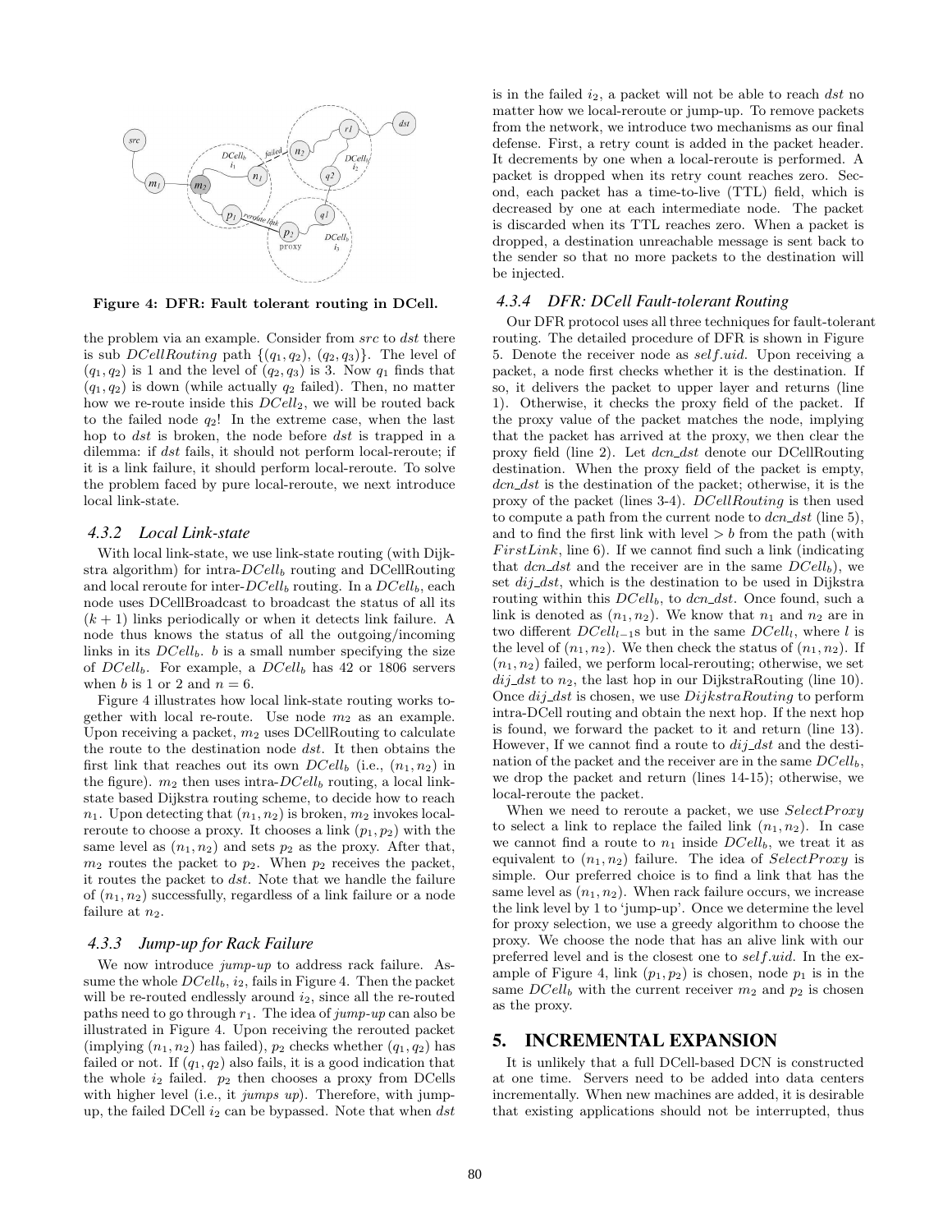Figure 4: DFR: Fault tolerant routing in DCell.

the problem via an example. Consider from *src* to *dst* there is sub *DCellRouting* path $\{(q_1, q_2), (q_2, q_3)\}$. The level of $(q_1, q_2)$ is 1 and the level of $(q_2, q_3)$ is 3. Now $q_1$ finds that $(q_1, q_2)$ is down (while actually $q_2$ failed). Then, no matter how we re-route inside this $DCell_2$, we will be routed back to the failed node $q_2$! In the extreme case, when the last hop to *dst* is broken, the node before *dst* is trapped in a dilemma: if *dst* fails, it should not perform local-reroute; if it is a link failure, it should perform local-reroute. To solve the problem faced by pure local-reroute, we next introduce local link-state.

### 4.3.2 Local Link-state

With local link-state, we use link-state routing (with Dijkstra algorithm) for intra-$DCell_b$ routing and DCellRouting and local reroute for inter-$DCell_b$ routing. In a $DCell_b$, each node uses DCellBroadcast to broadcast the status of all its $(k+1)$ links periodically or when it detects link failure. A node thus knows the status of all the outgoing/incoming links in its $DCell_b$. $b$ is a small number specifying the size of $DCell_b$. For example, a $DCell_b$ has 42 or 1806 servers when $b$ is 1 or 2 and $n = 6$.

Figure 4 illustrates how local link-state routing works together with local re-route. Use node $m_2$ as an example. Upon receiving a packet, $m_2$ uses DCellRouting to calculate the route to the destination node *dst*. It then obtains the first link that reaches out its own $DCell_b$ (i.e., $(n_1, n_2)$ in the figure). $m_2$ then uses intra-$DCell_b$ routing, a local link-state based Dijkstra routing scheme, to decide how to reach $n_1$. Upon detecting that $(n_1, n_2)$ is broken, $m_2$ invokes local-reroute to choose a proxy. It chooses a link $(p_1, p_2)$ with the same level as $(n_1, n_2)$ and sets $p_2$ as the proxy. After that, $m_2$ routes the packet to $p_2$. When $p_2$ receives the packet, it routes the packet to *dst*. Note that we handle the failure of $(n_1, n_2)$ successfully, regardless of a link failure or a node failure at $n_2$.

### 4.3.3 Jump-up for Rack Failure

We now introduce *jump-up* to address rack failure. Assume the whole $DCell_b$, $i_2$, fails in Figure 4. Then the packet will be re-routed endlessly around $i_2$, since all the re-routed paths need to go through $r_1$. The idea of *jump-up* can also be illustrated in Figure 4. Upon receiving the rerouted packet (implying $(n_1, n_2)$ has failed), $p_2$ checks whether $(q_1, q_2)$ has failed or not. If $(q_1, q_2)$ also fails, it is a good indication that the whole $i_2$ failed. $p_2$ then chooses a proxy from DCells with higher level (i.e., it *jumps up*). Therefore, with jump-up, the failed DCell $i_2$ can be bypassed. Note that when *dst* is in the failed $i_2$, a packet will not be able to reach *dst* no matter how we local-reroute or jump-up. To remove packets from the network, we introduce two mechanisms as our final defense. First, a retry count is added in the packet header. It decrements by one when a local-reroute is performed. A packet is dropped when its retry count reaches zero. Second, each packet has a time-to-live (TTL) field, which is decreased by one at each intermediate node. The packet is discarded when its TTL reaches zero. When a packet is dropped, a destination unreachable message is sent back to the sender so that no more packets to the destination will be injected.

### 4.3.4 DFR: DCell Fault-tolerant Routing

Our DFR protocol uses all three techniques for fault-tolerant routing. The detailed procedure of DFR is shown in Figure 5. Denote the receiver node as *self.uid*. Upon receiving a packet, a node first checks whether it is the destination. If so, it delivers the packet to upper layer and returns (line 1). Otherwise, it checks the proxy field of the packet. If the proxy value of the packet matches the node, implying that the packet has arrived at the proxy, we then clear the proxy field (line 2). Let *dcn_dst* denote our DCellRouting destination. When the proxy field of the packet is empty, *dcn_dst* is the destination of the packet; otherwise, it is the proxy of the packet (lines 3-4). *DCellRouting* is then used to compute a path from the current node to *dcn_dst* (line 5), and to find the first link with level $> b$ from the path (with *FirstLink*, line 6). If we cannot find such a link (indicating that *dcn_dst* and the receiver are in the same $DCell_b$), we set *dij_dst*, which is the destination to be used in Dijkstra routing within this $DCell_b$, to *dcn_dst*. Once found, such a link is denoted as $(n_1, n_2)$. We know that $n_1$ and $n_2$ are in two different $DCell_{l-1}$s but in the same $DCell_l$, where $l$ is the level of $(n_1, n_2)$. We then check the status of $(n_1, n_2)$. If $(n_1, n_2)$ failed, we perform local-rerouting; otherwise, we set *dij_dst* to $n_2$, the last hop in our DijkstraRouting (line 10). Once *dij_dst* is chosen, we use *DijkstraRouting* to perform intra-DCell routing and obtain the next hop. If the next hop is found, we forward the packet to it and return (line 13). However, If we cannot find a route to *dij_dst* and the destination of the packet and the receiver are in the same $DCell_b$, we drop the packet and return (lines 14-15); otherwise, we local-reroute the packet.

When we need to reroute a packet, we use *SelectProxy* to select a link to replace the failed link $(n_1, n_2)$. In case we cannot find a route to $n_1$ inside $DCell_b$, we treat it as equivalent to $(n_1, n_2)$ failure. The idea of *SelectProxy* is simple. Our preferred choice is to find a link that has the same level as $(n_1, n_2)$. When rack failure occurs, we increase the link level by 1 to 'jump-up'. Once we determine the level for proxy selection, we use a greedy algorithm to choose the proxy. We choose the node that has an alive link with our preferred level and is the closest one to *self.uid*. In the example of Figure 4, link $(p_1, p_2)$ is chosen, node $p_1$ is in the same $DCell_b$ with the current receiver $m_2$ and $p_2$ is chosen as the proxy.

## 5. INCREMENTAL EXPANSION

It is unlikely that a full DCell-based DCN is constructed at one time. Servers need to be added into data centers incrementally. When new machines are added, it is desirable that existing applications should not be interrupted, thus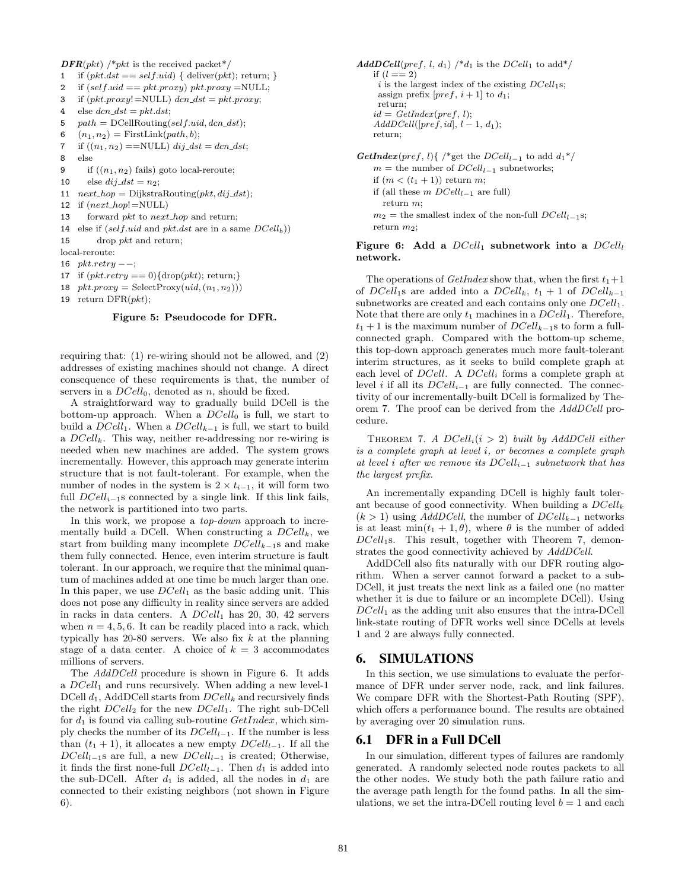```
DFR(pkt) /*pkt is the received packet*/
1   if (pkt.dst == self.uid) { deliver(pkt); return; }
2   if (self.uid == pkt.proxy) pkt.proxy =NULL;
3   if (pkt.proxy!=NULL) dcn_dst = pkt.proxy;
4   else dcn_dst = pkt.dst;
5   path = DCellRouting(self.uid, dcn_dst);
6   (n1, n2) = FirstLink(path, b);
7   if ((n1, n2) ==NULL) dij_dst = dcn_dst;
8   else
9       if ((n1, n2) fails) goto local-reroute;
10      else dij_dst = n2;
11  next_hop = DijkstraRouting(pkt, dij_dst);
12  if (next_hop!=NULL)
13      forward pkt to next_hop and return;
14  else if (self.uid and pkt.dst are in a same DCell_b))
15          drop pkt and return;
local-reroute:
16  pkt.retry −−;
17  if (pkt.retry == 0){drop(pkt); return;}
18  pkt.proxy = SelectProxy(uid, (n1, n2)))
19  return DFR(pkt);
```

**Figure 5: Pseudocode for DFR.**

requiring that: (1) re-wiring should not be allowed, and (2) addresses of existing machines should not change. A direct consequence of these requirements is that, the number of servers in a $DCell_0$, denoted as $n$, should be fixed.

A straightforward way to gradually build DCell is the bottom-up approach. When a $DCell_0$ is full, we start to build a $DCell_1$. When a $DCell_{k-1}$ is full, we start to build a $DCell_k$. This way, neither re-addressing nor re-wiring is needed when new machines are added. The system grows incrementally. However, this approach may generate interim structure that is not fault-tolerant. For example, when the number of nodes in the system is $2 \times t_{i-1}$, it will form two full $DCell_{i-1}$s connected by a single link. If this link fails, the network is partitioned into two parts.

In this work, we propose a *top-down* approach to incrementally build a DCell. When constructing a $DCell_k$, we start from building many incomplete $DCell_{k-1}$s and make them fully connected. Hence, even interim structure is fault tolerant. In our approach, we require that the minimal quantum of machines added at one time be much larger than one. In this paper, we use $DCell_1$ as the basic adding unit. This does not pose any difficulty in reality since servers are added in racks in data centers. A $DCell_1$ has 20, 30, 42 servers when $n = 4, 5, 6$. It can be readily placed into a rack, which typically has 20-80 servers. We also fix $k$ at the planning stage of a data center. A choice of $k = 3$ accommodates millions of servers.

The *AddDCell* procedure is shown in Figure 6. It adds a $DCell_1$ and runs recursively. When adding a new level-1 DCell $d_1$, AddDCell starts from $DCell_k$ and recursively finds the right $DCell_2$ for the new $DCell_1$. The right sub-DCell for $d_1$ is found via calling sub-routine *GetIndex*, which simply checks the number of its $DCell_{l-1}$. If the number is less than $(t_1 + 1)$, it allocates a new empty $DCell_{l-1}$. If all the $DCell_{l-1}$s are full, a new $DCell_{l-1}$ is created; Otherwise, it finds the first none-full $DCell_{l-1}$. Then $d_1$ is added into the sub-DCell. After $d_1$ is added, all the nodes in $d_1$ are connected to their existing neighbors (not shown in Figure 6).

```
AddDCell(pref, l, d1) /*d1 is the DCell_1 to add*/
    if (l == 2)
      i is the largest index of the existing DCell_1s;
      assign prefix [pref, i + 1] to d1;
      return;
    id = GetIndex(pref, l);
    AddDCell([pref, id], l − 1, d1);
    return;

GetIndex(pref, l){ /*get the DCell_{l-1} to add d1*/
    m = the number of DCell_{l-1} subnetworks;
    if (m < (t1 + 1)) return m;
    if (all these m DCell_{l-1} are full)
        return m;
    m2 = the smallest index of the non-full DCell_{l-1}s;
    return m2;
```

**Figure 6: Add a $DCell_1$ subnetwork into a $DCell_l$ network.**

The operations of *GetIndex* show that, when the first $t_1+1$ of $DCell_1$s are added into a $DCell_k$, $t_1 + 1$ of $DCell_{k-1}$ subnetworks are created and each contains only one $DCell_1$. Note that there are only $t_1$ machines in a $DCell_1$. Therefore, $t_1 + 1$ is the maximum number of $DCell_{k-1}$s to form a full-connected graph. Compared with the bottom-up scheme, this top-down approach generates much more fault-tolerant interim structures, as it seeks to build complete graph at each level of $DCell$. A $DCell_i$ forms a complete graph at level $i$ if all its $DCell_{i-1}$ are fully connected. The connectivity of our incrementally-built DCell is formalized by Theorem 7. The proof can be derived from the *AddDCell* procedure.

Theorem 7. *A $DCell_i (i > 2)$ built by AddDCell either is a complete graph at level $i$, or becomes a complete graph at level $i$ after we remove its $DCell_{i-1}$ subnetwork that has the largest prefix.*

An incrementally expanding DCell is highly fault tolerant because of good connectivity. When building a $DCell_k$ $(k > 1)$ using *AddDCell*, the number of $DCell_{k-1}$ networks is at least $\min(t_1 + 1, \theta)$, where $\theta$ is the number of added $DCell_1$s. This result, together with Theorem 7, demonstrates the good connectivity achieved by *AddDCell*.

AddDCell also fits naturally with our DFR routing algorithm. When a server cannot forward a packet to a sub-DCell, it just treats the next link as a failed one (no matter whether it is due to failure or an incomplete DCell). Using $DCell_1$ as the adding unit also ensures that the intra-DCell link-state routing of DFR works well since DCells at levels 1 and 2 are always fully connected.

# 6. SIMULATIONS

In this section, we use simulations to evaluate the performance of DFR under server node, rack, and link failures. We compare DFR with the Shortest-Path Routing (SPF), which offers a performance bound. The results are obtained by averaging over 20 simulation runs.

## 6.1 DFR in a Full DCell

In our simulation, different types of failures are randomly generated. A randomly selected node routes packets to all the other nodes. We study both the path failure ratio and the average path length for the found paths. In all the simulations, we set the intra-DCell routing level $b = 1$ and each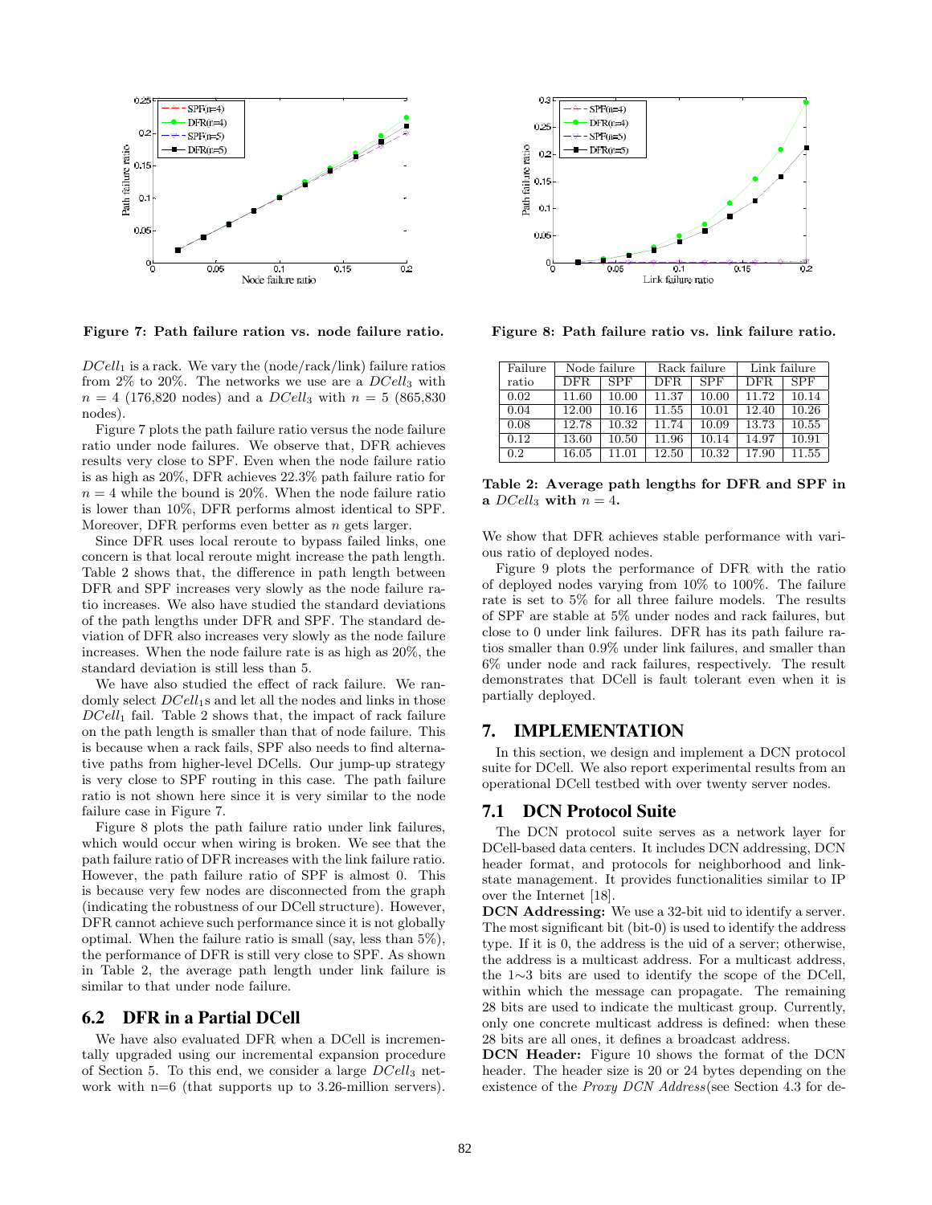Figure 7: Path failure ration vs. node failure ratio.

Figure 8: Path failure ratio vs. link failure ratio.

$DCell_1$ is a rack. We vary the (node/rack/link) failure ratios from 2% to 20%. The networks we use are a $DCell_3$ with $n = 4$ (176,820 nodes) and a $DCell_3$ with $n = 5$ (865,830 nodes).

Figure 7 plots the path failure ratio versus the node failure ratio under node failures. We observe that, DFR achieves results very close to SPF. Even when the node failure ratio is as high as 20%, DFR achieves 22.3% path failure ratio for $n = 4$ while the bound is 20%. When the node failure ratio is lower than 10%, DFR performs almost identical to SPF. Moreover, DFR performs even better as $n$ gets larger.

Since DFR uses local reroute to bypass failed links, one concern is that local reroute might increase the path length. Table 2 shows that, the difference in path length between DFR and SPF increases very slowly as the node failure ratio increases. We also have studied the standard deviations of the path lengths under DFR and SPF. The standard deviation of DFR also increases very slowly as the node failure increases. When the node failure rate is as high as 20%, the standard deviation is still less than 5.

We have also studied the effect of rack failure. We randomly select $DCell_1$s and let all the nodes and links in those $DCell_1$ fail. Table 2 shows that, the impact of rack failure on the path length is smaller than that of node failure. This is because when a rack fails, SPF also needs to find alternative paths from higher-level DCells. Our jump-up strategy is very close to SPF routing in this case. The path failure ratio is not shown here since it is very similar to the node failure case in Figure 7.

Figure 8 plots the path failure ratio under link failures, which would occur when wiring is broken. We see that the path failure ratio of DFR increases with the link failure ratio. However, the path failure ratio of SPF is almost 0. This is because very few nodes are disconnected from the graph (indicating the robustness of our DCell structure). However, DFR cannot achieve such performance since it is not globally optimal. When the failure ratio is small (say, less than 5%), the performance of DFR is still very close to SPF. As shown in Table 2, the average path length under link failure is similar to that under node failure.

## 6.2 DFR in a Partial DCell

We have also evaluated DFR when a DCell is incrementally upgraded using our incremental expansion procedure of Section 5. To this end, we consider a large $DCell_3$ network with n=6 (that supports up to 3.26-million servers).

| Failure ratio | Node failure | | Rack failure | | Link failure | |
|---|---|---|---|---|---|---|
| | DFR | SPF | DFR | SPF | DFR | SPF |
| 0.02 | 11.60 | 10.00 | 11.37 | 10.00 | 11.72 | 10.14 |
| 0.04 | 12.00 | 10.16 | 11.55 | 10.01 | 12.40 | 10.26 |
| 0.08 | 12.78 | 10.32 | 11.74 | 10.09 | 13.73 | 10.55 |
| 0.12 | 13.60 | 10.50 | 11.96 | 10.14 | 14.97 | 10.91 |
| 0.2 | 16.05 | 11.01 | 12.50 | 10.32 | 17.90 | 11.55 |

**Table 2: Average path lengths for DFR and SPF in a $DCell_3$ with $n = 4$.**

We show that DFR achieves stable performance with various ratio of deployed nodes.

Figure 9 plots the performance of DFR with the ratio of deployed nodes varying from 10% to 100%. The failure rate is set to 5% for all three failure models. The results of SPF are stable at 5% under nodes and rack failures, but close to 0 under link failures. DFR has its path failure ratios smaller than 0.9% under link failures, and smaller than 6% under node and rack failures, respectively. The result demonstrates that DCell is fault tolerant even when it is partially deployed.

# 7. IMPLEMENTATION

In this section, we design and implement a DCN protocol suite for DCell. We also report experimental results from an operational DCell testbed with over twenty server nodes.

## 7.1 DCN Protocol Suite

The DCN protocol suite serves as a network layer for DCell-based data centers. It includes DCN addressing, DCN header format, and protocols for neighborhood and link-state management. It provides functionalities similar to IP over the Internet [18].

**DCN Addressing:** We use a 32-bit uid to identify a server. The most significant bit (bit-0) is used to identify the address type. If it is 0, the address is the uid of a server; otherwise, the address is a multicast address. For a multicast address, the 1∼3 bits are used to identify the scope of the DCell, within which the message can propagate. The remaining 28 bits are used to indicate the multicast group. Currently, only one concrete multicast address is defined: when these 28 bits are all ones, it defines a broadcast address.

**DCN Header:** Figure 10 shows the format of the DCN header. The header size is 20 or 24 bytes depending on the existence of the *Proxy DCN Address*(see Section 4.3 for de-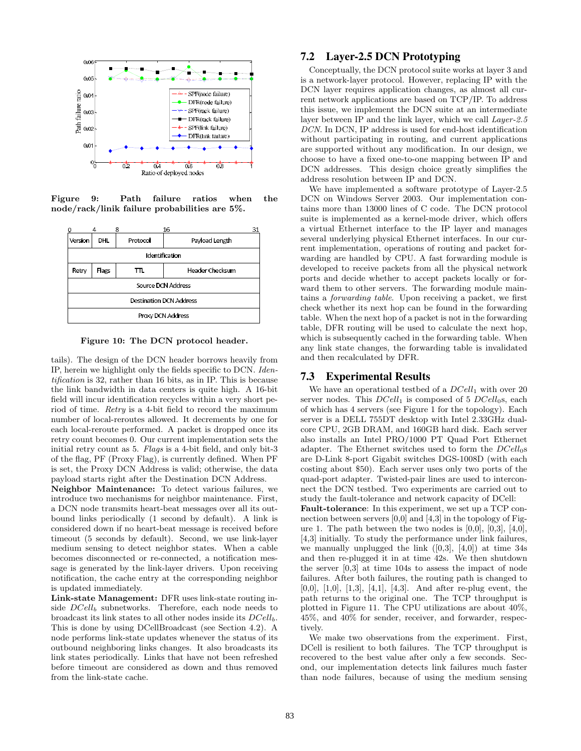Figure 9: Path failure ratios when the node/rack/linik failure probabilities are 5%.

| 0 | 4 | 8 | 16 | 31 |
|---|---|---|---|---|
| Version | DHL | Protocol | Payload Length | |
| Identification | | | | |
| Retry | Flags | TTL | Header Checksum | |
| Source DCN Address | | | | |
| Destination DCN Address | | | | |
| Proxy DCN Address | | | | |

Figure 10: The DCN protocol header.

tails). The design of the DCN header borrows heavily from IP, herein we highlight only the fields specific to DCN. *Identification* is 32, rather than 16 bits, as in IP. This is because the link bandwidth in data centers is quite high. A 16-bit field will incur identification recycles within a very short period of time. *Retry* is a 4-bit field to record the maximum number of local-reroutes allowed. It decrements by one for each local-reroute performed. A packet is dropped once its retry count becomes 0. Our current implementation sets the initial retry count as 5. *Flags* is a 4-bit field, and only bit-3 of the flag, PF (Proxy Flag), is currently defined. When PF is set, the Proxy DCN Address is valid; otherwise, the data payload starts right after the Destination DCN Address.

**Neighbor Maintenance:** To detect various failures, we introduce two mechanisms for neighbor maintenance. First, a DCN node transmits heart-beat messages over all its outbound links periodically (1 second by default). A link is considered down if no heart-beat message is received before timeout (5 seconds by default). Second, we use link-layer medium sensing to detect neighbor states. When a cable becomes disconnected or re-connected, a notification message is generated by the link-layer drivers. Upon receiving notification, the cache entry at the corresponding neighbor is updated immediately.

**Link-state Management:** DFR uses link-state routing inside $DCell_b$ subnetworks. Therefore, each node needs to broadcast its link states to all other nodes inside its $DCell_b$. This is done by using DCellBroadcast (see Section 4.2). A node performs link-state updates whenever the status of its outbound neighboring links changes. It also broadcasts its link states periodically. Links that have not been refreshed before timeout are considered as down and thus removed from the link-state cache.

## 7.2 Layer-2.5 DCN Prototyping

Conceptually, the DCN protocol suite works at layer 3 and is a network-layer protocol. However, replacing IP with the DCN layer requires application changes, as almost all current network applications are based on TCP/IP. To address this issue, we implement the DCN suite at an intermediate layer between IP and the link layer, which we call *Layer-2.5 DCN*. In DCN, IP address is used for end-host identification without participating in routing, and current applications are supported without any modification. In our design, we choose to have a fixed one-to-one mapping between IP and DCN addresses. This design choice greatly simplifies the address resolution between IP and DCN.

We have implemented a software prototype of Layer-2.5 DCN on Windows Server 2003. Our implementation contains more than 13000 lines of C code. The DCN protocol suite is implemented as a kernel-mode driver, which offers a virtual Ethernet interface to the IP layer and manages several underlying physical Ethernet interfaces. In our current implementation, operations of routing and packet forwarding are handled by CPU. A fast forwarding module is developed to receive packets from all the physical network ports and decide whether to accept packets locally or forward them to other servers. The forwarding module maintains a *forwarding table*. Upon receiving a packet, we first check whether its next hop can be found in the forwarding table. When the next hop of a packet is not in the forwarding table, DFR routing will be used to calculate the next hop, which is subsequently cached in the forwarding table. When any link state changes, the forwarding table is invalidated and then recalculated by DFR.

## 7.3 Experimental Results

We have an operational testbed of a $DCell_1$ with over 20 server nodes. This $DCell_1$ is composed of 5 $DCell_0$s, each of which has 4 servers (see Figure 1 for the topology). Each server is a DELL 755DT desktop with Intel 2.33GHz dual-core CPU, 2GB DRAM, and 160GB hard disk. Each server also installs an Intel PRO/1000 PT Quad Port Ethernet adapter. The Ethernet switches used to form the $DCell_0$s are D-Link 8-port Gigabit switches DGS-1008D (with each costing about $50). Each server uses only two ports of the quad-port adapter. Twisted-pair lines are used to interconnect the DCN testbed. Two experiments are carried out to study the fault-tolerance and network capacity of DCell:

**Fault-tolerance**: In this experiment, we set up a TCP connection between servers [0,0] and [4,3] in the topology of Figure 1. The path between the two nodes is [0,0], [0,3], [4,0], [4,3] initially. To study the performance under link failures, we manually unplugged the link ([0,3], [4,0]) at time 34s and then re-plugged it in at time 42s. We then shutdown the server [0,3] at time 104s to assess the impact of node failures. After both failures, the routing path is changed to [0,0], [1,0], [1,3], [4,1], [4,3]. And after re-plug event, the path returns to the original one. The TCP throughput is plotted in Figure 11. The CPU utilizations are about 40%, 45%, and 40% for sender, receiver, and forwarder, respectively.

We make two observations from the experiment. First, DCell is resilient to both failures. The TCP throughput is recovered to the best value after only a few seconds. Second, our implementation detects link failures much faster than node failures, because of using the medium sensing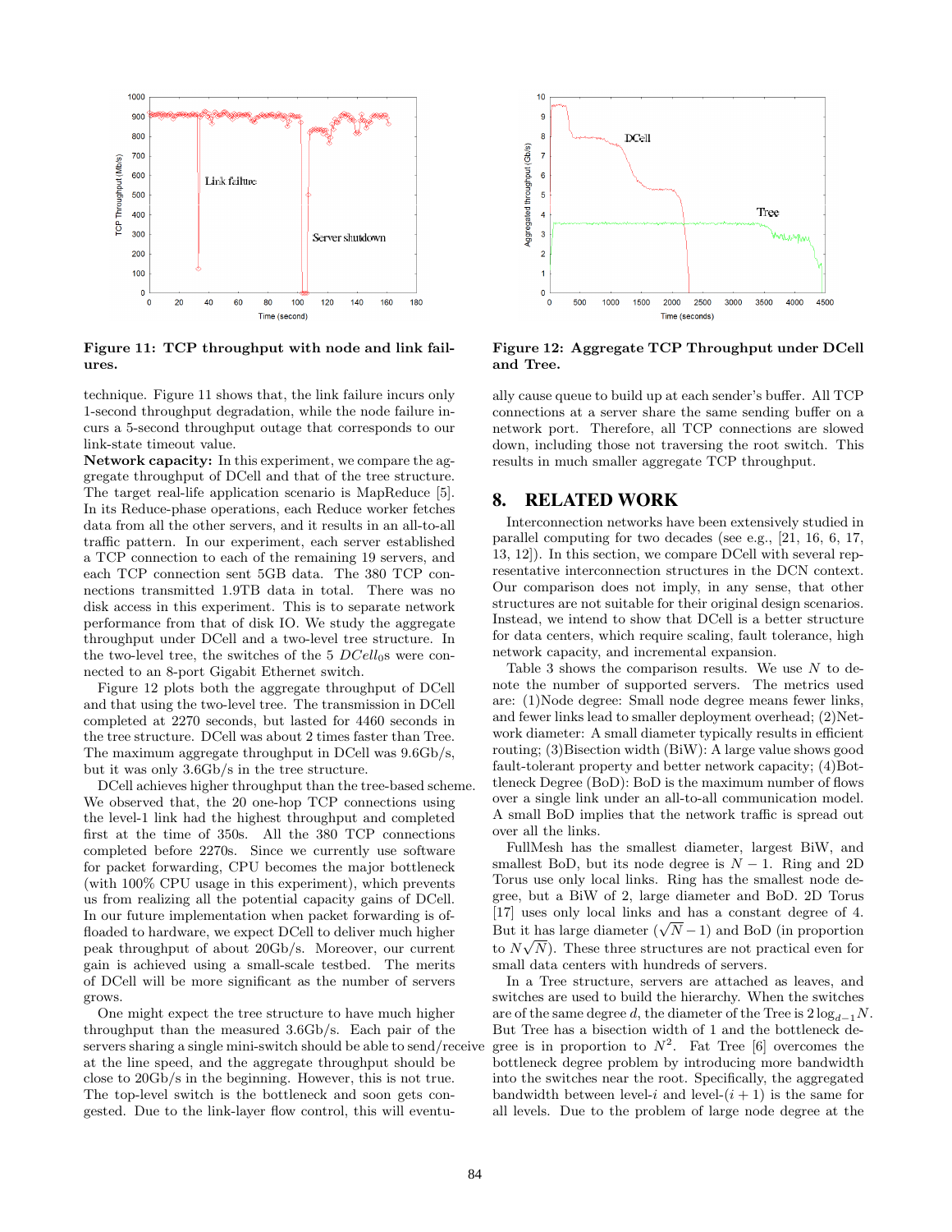Figure 11: TCP throughput with node and link failures.

Figure 12: Aggregate TCP Throughput under DCell and Tree.

technique. Figure 11 shows that, the link failure incurs only 1-second throughput degradation, while the node failure incurs a 5-second throughput outage that corresponds to our link-state timeout value.

**Network capacity:** In this experiment, we compare the aggregate throughput of DCell and that of the tree structure. The target real-life application scenario is MapReduce [5]. In its Reduce-phase operations, each Reduce worker fetches data from all the other servers, and it results in an all-to-all traffic pattern. In our experiment, each server established a TCP connection to each of the remaining 19 servers, and each TCP connection sent 5GB data. The 380 TCP connections transmitted 1.9TB data in total. There was no disk access in this experiment. This is to separate network performance from that of disk IO. We study the aggregate throughput under DCell and a two-level tree structure. In the two-level tree, the switches of the 5 $DCell_0$s were connected to an 8-port Gigabit Ethernet switch.

Figure 12 plots both the aggregate throughput of DCell and that using the two-level tree. The transmission in DCell completed at 2270 seconds, but lasted for 4460 seconds in the tree structure. DCell was about 2 times faster than Tree. The maximum aggregate throughput in DCell was 9.6Gb/s, but it was only 3.6Gb/s in the tree structure.

DCell achieves higher throughput than the tree-based scheme. We observed that, the 20 one-hop TCP connections using the level-1 link had the highest throughput and completed first at the time of 350s. All the 380 TCP connections completed before 2270s. Since we currently use software for packet forwarding, CPU becomes the major bottleneck (with 100% CPU usage in this experiment), which prevents us from realizing all the potential capacity gains of DCell. In our future implementation when packet forwarding is offloaded to hardware, we expect DCell to deliver much higher peak throughput of about 20Gb/s. Moreover, our current gain is achieved using a small-scale testbed. The merits of DCell will be more significant as the number of servers grows.

One might expect the tree structure to have much higher throughput than the measured 3.6Gb/s. Each pair of the servers sharing a single mini-switch should be able to send/receive at the line speed, and the aggregate throughput should be close to 20Gb/s in the beginning. However, this is not true. The top-level switch is the bottleneck and soon gets congested. Due to the link-layer flow control, this will eventually cause queue to build up at each sender's buffer. All TCP connections at a server share the same sending buffer on a network port. Therefore, all TCP connections are slowed down, including those not traversing the root switch. This results in much smaller aggregate TCP throughput.

## 8. RELATED WORK

Interconnection networks have been extensively studied in parallel computing for two decades (see e.g., [21, 16, 6, 17, 13, 12]). In this section, we compare DCell with several representative interconnection structures in the DCN context. Our comparison does not imply, in any sense, that other structures are not suitable for their original design scenarios. Instead, we intend to show that DCell is a better structure for data centers, which require scaling, fault tolerance, high network capacity, and incremental expansion.

Table 3 shows the comparison results. We use $N$ to denote the number of supported servers. The metrics used are: (1)Node degree: Small node degree means fewer links, and fewer links lead to smaller deployment overhead; (2)Network diameter: A small diameter typically results in efficient routing; (3)Bisection width (BiW): A large value shows good fault-tolerant property and better network capacity; (4)Bottleneck Degree (BoD): BoD is the maximum number of flows over a single link under an all-to-all communication model. A small BoD implies that the network traffic is spread out over all the links.

FullMesh has the smallest diameter, largest BiW, and smallest BoD, but its node degree is $N-1$. Ring and 2D Torus use only local links. Ring has the smallest node degree, but a BiW of 2, large diameter and BoD. 2D Torus [17] uses only local links and has a constant degree of 4. But it has large diameter ($\sqrt{N}-1$) and BoD (in proportion to $N\sqrt{N}$). These three structures are not practical even for small data centers with hundreds of servers.

In a Tree structure, servers are attached as leaves, and switches are used to build the hierarchy. When the switches are of the same degree $d$, the diameter of the Tree is $2\log_{d-1}N$. But Tree has a bisection width of 1 and the bottleneck degree is in proportion to $N^2$. Fat Tree [6] overcomes the bottleneck degree problem by introducing more bandwidth into the switches near the root. Specifically, the aggregated bandwidth between level-$i$ and level-$(i+1)$ is the same for all levels. Due to the problem of large node degree at the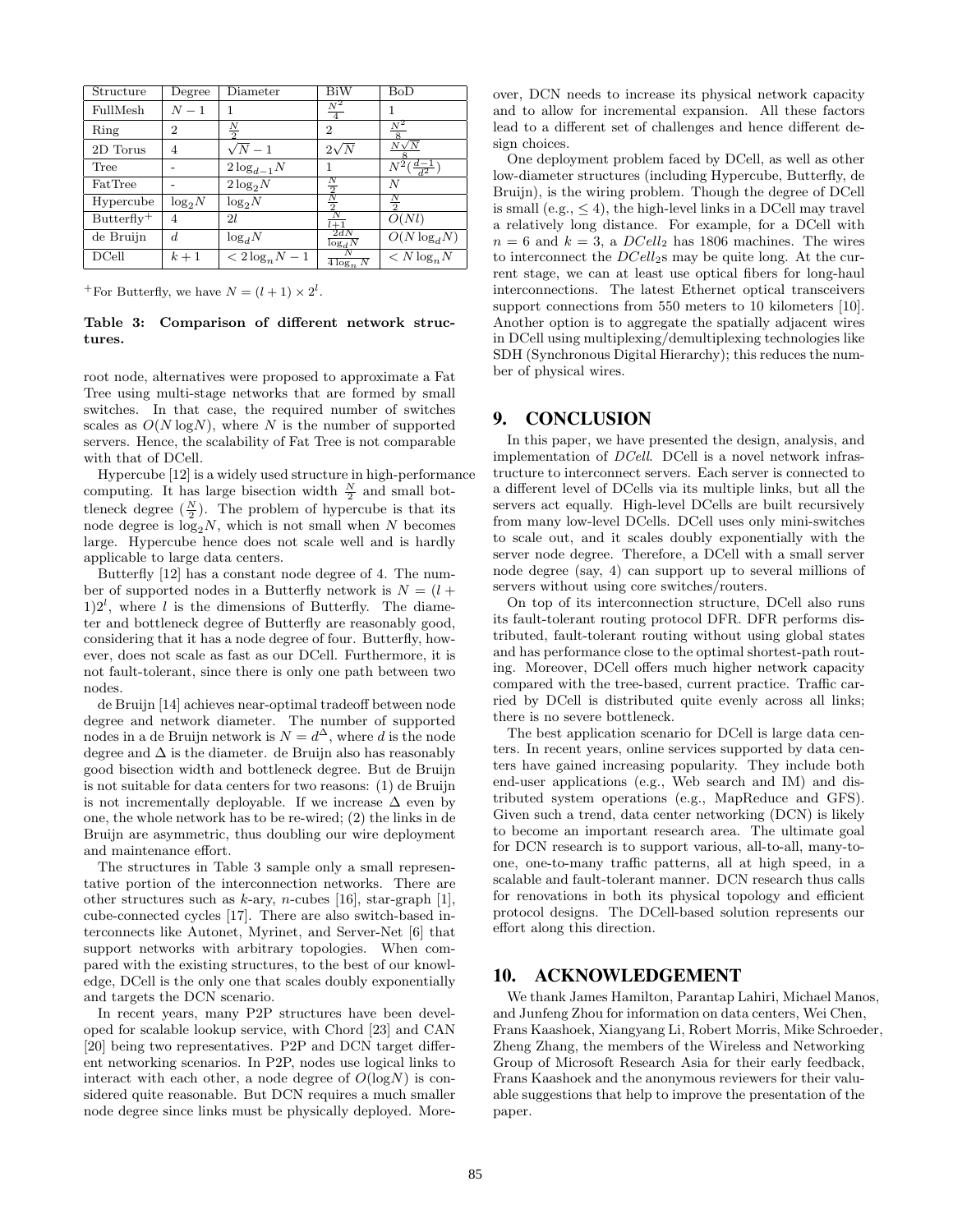| Structure | Degree | Diameter | BiW | BoD |
|---|---|---|---|---|
| FullMesh | $N-1$ | 1 | $\frac{N^2}{4}$ | 1 |
| Ring | 2 | $\frac{N}{2}$ | 2 | $\frac{N^2}{8}$ |
| 2D Torus | 4 | $\sqrt{N}-1$ | $2\sqrt{N}$ | $\frac{N\sqrt{N}}{8}$ |
| Tree | - | $2\log_{d-1}N$ | 1 | $N^2(\frac{d-1}{d^2})$ |
| FatTree | - | $2\log_2 N$ | $\frac{N}{2}$ | $N$ |
| Hypercube | $\log_2 N$ | $\log_2 N$ | $\frac{N}{2}$ | $\frac{N}{2}$ |
| Butterfly+ | 4 | $2l$ | $\frac{N}{l+1}$ | $O(Nl)$ |
| de Bruijn | $d$ | $\log_d N$ | $\frac{2dN}{\log_d N}$ | $O(N\log_d N)$ |
| DCell | $k+1$ | $< 2\log_n N - 1$ | $\frac{N}{4\log_n N}$ | $< N\log_n N$ |

+For Butterfly, we have $N = (l+1) \times 2^l$.

**Table 3: Comparison of different network structures.**

root node, alternatives were proposed to approximate a Fat Tree using multi-stage networks that are formed by small switches. In that case, the required number of switches scales as $O(N\log N)$, where $N$ is the number of supported servers. Hence, the scalability of Fat Tree is not comparable with that of DCell.

Hypercube [12] is a widely used structure in high-performance computing. It has large bisection width $\frac{N}{2}$ and small bottleneck degree ($\frac{N}{2}$). The problem of hypercube is that its node degree is $\log_2 N$, which is not small when $N$ becomes large. Hypercube hence does not scale well and is hardly applicable to large data centers.

Butterfly [12] has a constant node degree of 4. The number of supported nodes in a Butterfly network is $N = (l+1)2^l$, where $l$ is the dimensions of Butterfly. The diameter and bottleneck degree of Butterfly are reasonably good, considering that it has a node degree of four. Butterfly, however, does not scale as fast as our DCell. Furthermore, it is not fault-tolerant, since there is only one path between two nodes.

de Bruijn [14] achieves near-optimal tradeoff between node degree and network diameter. The number of supported nodes in a de Bruijn network is $N = d^{\Delta}$, where $d$ is the node degree and $\Delta$ is the diameter. de Bruijn also has reasonably good bisection width and bottleneck degree. But de Bruijn is not suitable for data centers for two reasons: (1) de Bruijn is not incrementally deployable. If we increase $\Delta$ even by one, the whole network has to be re-wired; (2) the links in de Bruijn are asymmetric, thus doubling our wire deployment and maintenance effort.

The structures in Table 3 sample only a small representative portion of the interconnection networks. There are other structures such as $k$-ary, $n$-cubes [16], star-graph [1], cube-connected cycles [17]. There are also switch-based interconnects like Autonet, Myrinet, and Server-Net [6] that support networks with arbitrary topologies. When compared with the existing structures, to the best of our knowledge, DCell is the only one that scales doubly exponentially and targets the DCN scenario.

In recent years, many P2P structures have been developed for scalable lookup service, with Chord [23] and CAN [20] being two representatives. P2P and DCN target different networking scenarios. In P2P, nodes use logical links to interact with each other, a node degree of $O(\log N)$ is considered quite reasonable. But DCN requires a much smaller node degree since links must be physically deployed. Moreover, DCN needs to increase its physical network capacity and to allow for incremental expansion. All these factors lead to a different set of challenges and hence different design choices.

One deployment problem faced by DCell, as well as other low-diameter structures (including Hypercube, Butterfly, de Bruijn), is the wiring problem. Though the degree of DCell is small (e.g., $\leq 4$), the high-level links in a DCell may travel a relatively long distance. For example, for a DCell with $n = 6$ and $k = 3$, a $DCell_2$ has 1806 machines. The wires to interconnect the $DCell_2$s may be quite long. At the current stage, we can at least use optical fibers for long-haul interconnections. The latest Ethernet optical transceivers support connections from 550 meters to 10 kilometers [10]. Another option is to aggregate the spatially adjacent wires in DCell using multiplexing/demultiplexing technologies like SDH (Synchronous Digital Hierarchy); this reduces the number of physical wires.

# 9. CONCLUSION

In this paper, we have presented the design, analysis, and implementation of *DCell*. DCell is a novel network infrastructure to interconnect servers. Each server is connected to a different level of DCells via its multiple links, but all the servers act equally. High-level DCells are built recursively from many low-level DCells. DCell uses only mini-switches to scale out, and it scales doubly exponentially with the server node degree. Therefore, a DCell with a small server node degree (say, 4) can support up to several millions of servers without using core switches/routers.

On top of its interconnection structure, DCell also runs its fault-tolerant routing protocol DFR. DFR performs distributed, fault-tolerant routing without using global states and has performance close to the optimal shortest-path routing. Moreover, DCell offers much higher network capacity compared with the tree-based, current practice. Traffic carried by DCell is distributed quite evenly across all links; there is no severe bottleneck.

The best application scenario for DCell is large data centers. In recent years, online services supported by data centers have gained increasing popularity. They include both end-user applications (e.g., Web search and IM) and distributed system operations (e.g., MapReduce and GFS). Given such a trend, data center networking (DCN) is likely to become an important research area. The ultimate goal for DCN research is to support various, all-to-all, many-to-one, one-to-many traffic patterns, all at high speed, in a scalable and fault-tolerant manner. DCN research thus calls for renovations in both its physical topology and efficient protocol designs. The DCell-based solution represents our effort along this direction.

# 10. ACKNOWLEDGEMENT

We thank James Hamilton, Parantap Lahiri, Michael Manos, and Junfeng Zhou for information on data centers, Wei Chen, Frans Kaashoek, Xiangyang Li, Robert Morris, Mike Schroeder, Zheng Zhang, the members of the Wireless and Networking Group of Microsoft Research Asia for their early feedback, Frans Kaashoek and the anonymous reviewers for their valuable suggestions that help to improve the presentation of the paper.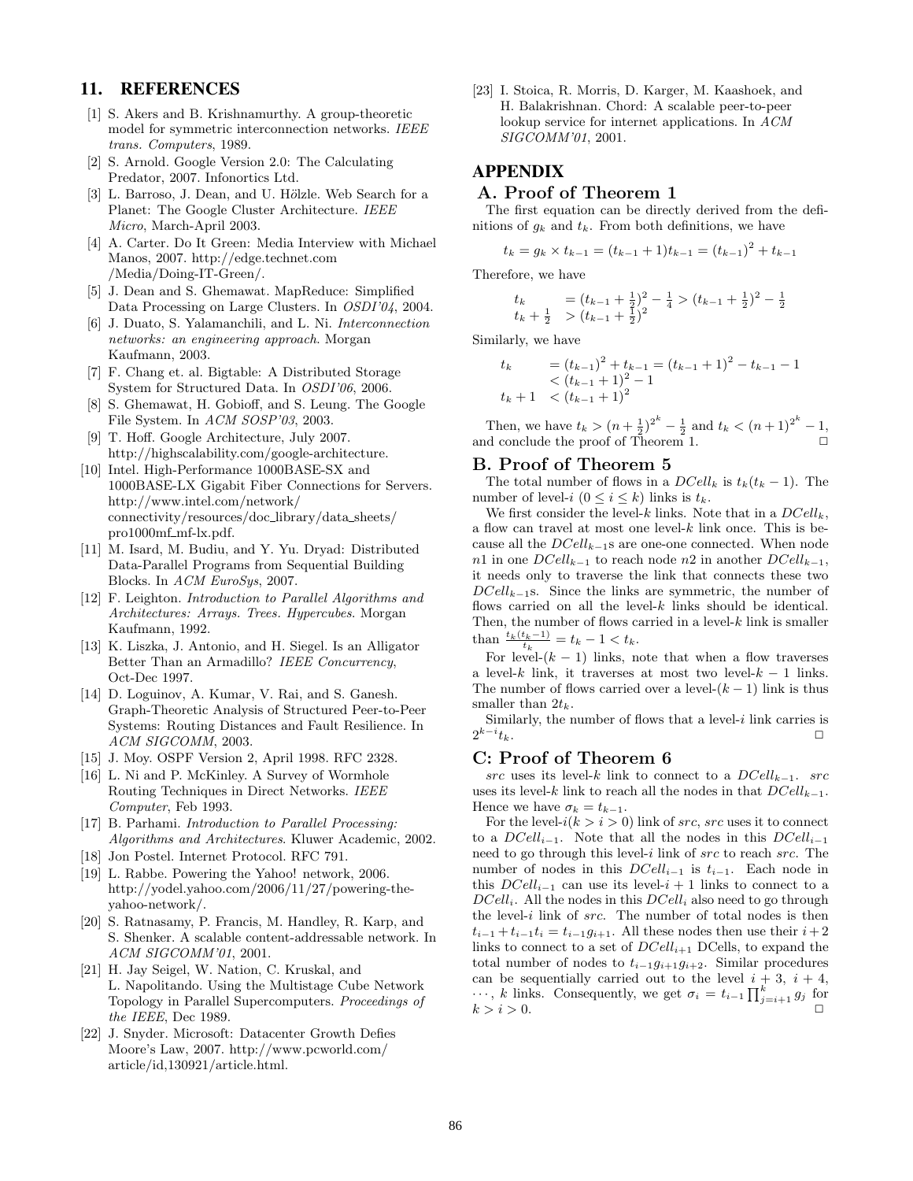## 11. REFERENCES

[1] S. Akers and B. Krishnamurthy. A group-theoretic model for symmetric interconnection networks. *IEEE trans. Computers*, 1989.

[2] S. Arnold. Google Version 2.0: The Calculating Predator, 2007. Infonortics Ltd.

[3] L. Barroso, J. Dean, and U. Hölzle. Web Search for a Planet: The Google Cluster Architecture. *IEEE Micro*, March-April 2003.

[4] A. Carter. Do It Green: Media Interview with Michael Manos, 2007. http://edge.technet.com /Media/Doing-IT-Green/.

[5] J. Dean and S. Ghemawat. MapReduce: Simplified Data Processing on Large Clusters. In *OSDI'04*, 2004.

[6] J. Duato, S. Yalamanchili, and L. Ni. *Interconnection networks: an engineering approach*. Morgan Kaufmann, 2003.

[7] F. Chang et. al. Bigtable: A Distributed Storage System for Structured Data. In *OSDI'06*, 2006.

[8] S. Ghemawat, H. Gobioff, and S. Leung. The Google File System. In *ACM SOSP'03*, 2003.

[9] T. Hoff. Google Architecture, July 2007. http://highscalability.com/google-architecture.

[10] Intel. High-Performance 1000BASE-SX and 1000BASE-LX Gigabit Fiber Connections for Servers. http://www.intel.com/network/ connectivity/resources/doc_library/data_sheets/ pro1000mf_mf-lx.pdf.

[11] M. Isard, M. Budiu, and Y. Yu. Dryad: Distributed Data-Parallel Programs from Sequential Building Blocks. In *ACM EuroSys*, 2007.

[12] F. Leighton. *Introduction to Parallel Algorithms and Architectures: Arrays. Trees. Hypercubes*. Morgan Kaufmann, 1992.

[13] K. Liszka, J. Antonio, and H. Siegel. Is an Alligator Better Than an Armadillo? *IEEE Concurrency*, Oct-Dec 1997.

[14] D. Loguinov, A. Kumar, V. Rai, and S. Ganesh. Graph-Theoretic Analysis of Structured Peer-to-Peer Systems: Routing Distances and Fault Resilience. In *ACM SIGCOMM*, 2003.

[15] J. Moy. OSPF Version 2, April 1998. RFC 2328.

[16] L. Ni and P. McKinley. A Survey of Wormhole Routing Techniques in Direct Networks. *IEEE Computer*, Feb 1993.

[17] B. Parhami. *Introduction to Parallel Processing: Algorithms and Architectures*. Kluwer Academic, 2002.

[18] Jon Postel. Internet Protocol. RFC 791.

[19] L. Rabbe. Powering the Yahoo! network, 2006. http://yodel.yahoo.com/2006/11/27/powering-the-yahoo-network/.

[20] S. Ratnasamy, P. Francis, M. Handley, R. Karp, and S. Shenker. A scalable content-addressable network. In *ACM SIGCOMM'01*, 2001.

[21] H. Jay Seigel, W. Nation, C. Kruskal, and L. Napolitando. Using the Multistage Cube Network Topology in Parallel Supercomputers. *Proceedings of the IEEE*, Dec 1989.

[22] J. Snyder. Microsoft: Datacenter Growth Defies Moore's Law, 2007. http://www.pcworld.com/ article/id,130921/article.html.

[23] I. Stoica, R. Morris, D. Karger, M. Kaashoek, and H. Balakrishnan. Chord: A scalable peer-to-peer lookup service for internet applications. In *ACM SIGCOMM'01*, 2001.

# APPENDIX

## A. Proof of Theorem 1

The first equation can be directly derived from the definitions of $g_k$ and $t_k$. From both definitions, we have

$$t_k = g_k \times t_{k-1} = (t_{k-1} + 1)t_{k-1} = (t_{k-1})^2 + t_{k-1}$$

Therefore, we have

$$\begin{array}{ll} t_k & = (t_{k-1} + \frac{1}{2})^2 - \frac{1}{4} > (t_{k-1} + \frac{1}{2})^2 - \frac{1}{2} \\ t_k + \frac{1}{2} & > (t_{k-1} + \frac{1}{2})^2 \end{array}$$

Similarly, we have

$$\begin{array}{ll} t_k & = (t_{k-1})^2 + t_{k-1} = (t_{k-1} + 1)^2 - t_{k-1} - 1 \\ & < (t_{k-1} + 1)^2 - 1 \\ t_k + 1 & < (t_{k-1} + 1)^2 \end{array}$$

Then, we have $t_k > (n + \frac{1}{2})^{2^k} - \frac{1}{2}$ and $t_k < (n+1)^{2^k} - 1$, and conclude the proof of Theorem 1. □

## B. Proof of Theorem 5

The total number of flows in a $DCell_k$ is $t_k(t_k - 1)$. The number of level-$i$ $(0 \leq i \leq k)$ links is $t_k$.

We first consider the level-$k$ links. Note that in a $DCell_k$, a flow can travel at most one level-$k$ link once. This is because all the $DCell_{k-1}$s are one-one connected. When node $n1$ in one $DCell_{k-1}$ to reach node $n2$ in another $DCell_{k-1}$, it needs only to traverse the link that connects these two $DCell_{k-1}$s. Since the links are symmetric, the number of flows carried on all the level-$k$ links should be identical. Then, the number of flows carried in a level-$k$ link is smaller than $\frac{t_k(t_k-1)}{t_k} = t_k - 1 < t_k$.

For level-$(k-1)$ links, note that when a flow traverses a level-$k$ link, it traverses at most two level-$k-1$ links. The number of flows carried over a level-$(k-1)$ link is thus smaller than $2t_k$.

Similarly, the number of flows that a level-$i$ link carries is $2^{k-i}t_k$. □

## C: Proof of Theorem 6

*src* uses its level-$k$ link to connect to a $DCell_{k-1}$. *src* uses its level-$k$ link to reach all the nodes in that $DCell_{k-1}$. Hence we have $\sigma_k = t_{k-1}$.

For the level-$i$($k > i > 0$) link of *src*, *src* uses it to connect to a $DCell_{i-1}$. Note that all the nodes in this $DCell_{i-1}$ need to go through this level-$i$ link of *src* to reach *src*. The number of nodes in this $DCell_{i-1}$ is $t_{i-1}$. Each node in this $DCell_{i-1}$ can use its level-$i+1$ links to connect to a $DCell_i$. All the nodes in this $DCell_i$ also need to go through the level-$i$ link of *src*. The number of total nodes is then $t_{i-1} + t_{i-1}t_i = t_{i-1}g_{i+1}$. All these nodes then use their $i+2$ links to connect to a set of $DCell_{i+1}$ DCells, to expand the total number of nodes to $t_{i-1}g_{i+1}g_{i+2}$. Similar procedures can be sequentially carried out to the level $i+3$, $i+4$, $\cdots$, $k$ links. Consequently, we get $\sigma_i = t_{i-1}\prod_{j=i+1}^{k} g_j$ for $k > i > 0$. □